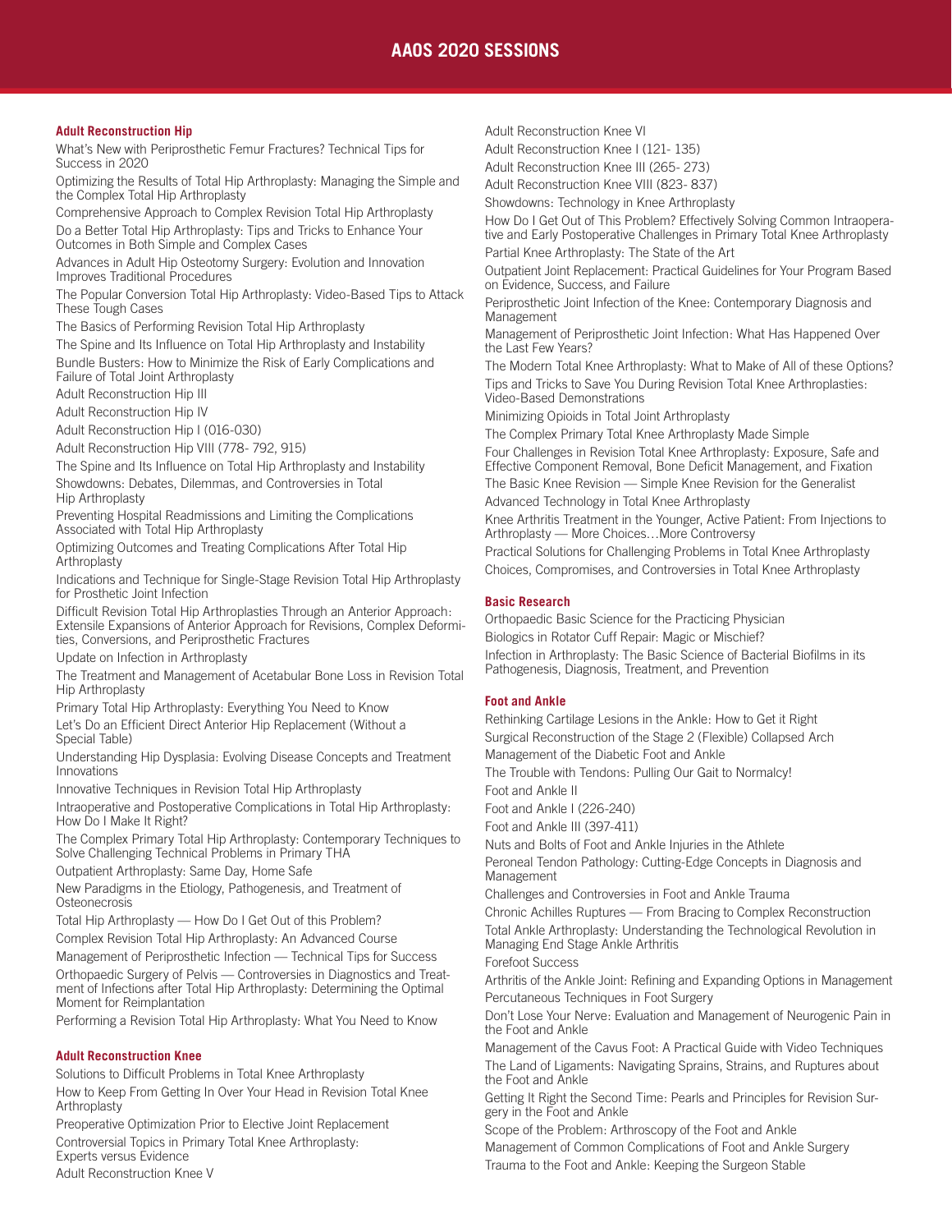# AAOS 2020 SESSIONS

## Adult Reconstruction Hip

What's New with Periprosthetic Femur Fractures? Technical Tips for Success in 2020

Optimizing the Results of Total Hip Arthroplasty: Managing the Simple and the Complex Total Hip Arthroplasty

Comprehensive Approach to Complex Revision Total Hip Arthroplasty

Do a Better Total Hip Arthroplasty: Tips and Tricks to Enhance Your Outcomes in Both Simple and Complex Cases

Advances in Adult Hip Osteotomy Surgery: Evolution and Innovation Improves Traditional Procedures

The Popular Conversion Total Hip Arthroplasty: Video-Based Tips to Attack These Tough Cases

The Basics of Performing Revision Total Hip Arthroplasty

The Spine and Its Influence on Total Hip Arthroplasty and Instability

Bundle Busters: How to Minimize the Risk of Early Complications and Failure of Total Joint Arthroplasty

Adult Reconstruction Hip III

Adult Reconstruction Hip IV

Adult Reconstruction Hip I (016-030)

Adult Reconstruction Hip VIII (778- 792, 915)

The Spine and Its Influence on Total Hip Arthroplasty and Instability

Showdowns: Debates, Dilemmas, and Controversies in Total Hip Arthroplasty

Preventing Hospital Readmissions and Limiting the Complications Associated with Total Hip Arthroplasty

Optimizing Outcomes and Treating Complications After Total Hip Arthroplasty

Indications and Technique for Single-Stage Revision Total Hip Arthroplasty for Prosthetic Joint Infection

Difficult Revision Total Hip Arthroplasties Through an Anterior Approach: Extensile Expansions of Anterior Approach for Revisions, Complex Deformities, Conversions, and Periprosthetic Fractures

Update on Infection in Arthroplasty

The Treatment and Management of Acetabular Bone Loss in Revision Total Hip Arthroplasty

Primary Total Hip Arthroplasty: Everything You Need to Know

Let's Do an Efficient Direct Anterior Hip Replacement (Without a Special Table)

Understanding Hip Dysplasia: Evolving Disease Concepts and Treatment Innovations

Innovative Techniques in Revision Total Hip Arthroplasty

Intraoperative and Postoperative Complications in Total Hip Arthroplasty: How Do I Make It Right?

The Complex Primary Total Hip Arthroplasty: Contemporary Techniques to Solve Challenging Technical Problems in Primary THA

Outpatient Arthroplasty: Same Day, Home Safe

New Paradigms in the Etiology, Pathogenesis, and Treatment of Osteonecrosis

Total Hip Arthroplasty — How Do I Get Out of this Problem?

Complex Revision Total Hip Arthroplasty: An Advanced Course

Management of Periprosthetic Infection — Technical Tips for Success

Orthopaedic Surgery of Pelvis — Controversies in Diagnostics and Treatment of Infections after Total Hip Arthroplasty: Determining the Optimal Moment for Reimplantation

Performing a Revision Total Hip Arthroplasty: What You Need to Know

## Adult Reconstruction Knee

Solutions to Difficult Problems in Total Knee Arthroplasty

How to Keep From Getting In Over Your Head in Revision Total Knee Arthroplasty

Preoperative Optimization Prior to Elective Joint Replacement

Controversial Topics in Primary Total Knee Arthroplasty: Experts versus Evidence

Adult Reconstruction Knee V

Adult Reconstruction Knee VI

Adult Reconstruction Knee I (121- 135)

Adult Reconstruction Knee III (265- 273)

Adult Reconstruction Knee VIII (823- 837)

Showdowns: Technology in Knee Arthroplasty

How Do I Get Out of This Problem? Effectively Solving Common Intraoperative and Early Postoperative Challenges in Primary Total Knee Arthroplasty

Partial Knee Arthroplasty: The State of the Art

Outpatient Joint Replacement: Practical Guidelines for Your Program Based on Evidence, Success, and Failure

Periprosthetic Joint Infection of the Knee: Contemporary Diagnosis and Management

Management of Periprosthetic Joint Infection: What Has Happened Over the Last Few Years?

The Modern Total Knee Arthroplasty: What to Make of All of these Options?

Tips and Tricks to Save You During Revision Total Knee Arthroplasties: Video-Based Demonstrations

Minimizing Opioids in Total Joint Arthroplasty

The Complex Primary Total Knee Arthroplasty Made Simple

Four Challenges in Revision Total Knee Arthroplasty: Exposure, Safe and Effective Component Removal, Bone Deficit Management, and Fixation

The Basic Knee Revision — Simple Knee Revision for the Generalist

Advanced Technology in Total Knee Arthroplasty

Knee Arthritis Treatment in the Younger, Active Patient: From Injections to Arthroplasty — More Choices…More Controversy

Practical Solutions for Challenging Problems in Total Knee Arthroplasty

Choices, Compromises, and Controversies in Total Knee Arthroplasty

## Basic Research

Orthopaedic Basic Science for the Practicing Physician

Biologics in Rotator Cuff Repair: Magic or Mischief?

Infection in Arthroplasty: The Basic Science of Bacterial Biofilms in its Pathogenesis, Diagnosis, Treatment, and Prevention

## Foot and Ankle

Rethinking Cartilage Lesions in the Ankle: How to Get it Right

Surgical Reconstruction of the Stage 2 (Flexible) Collapsed Arch

Management of the Diabetic Foot and Ankle

The Trouble with Tendons: Pulling Our Gait to Normalcy!

Foot and Ankle II

Foot and Ankle I (226-240)

Foot and Ankle III (397-411)

Nuts and Bolts of Foot and Ankle Injuries in the Athlete

Peroneal Tendon Pathology: Cutting-Edge Concepts in Diagnosis and Management

Challenges and Controversies in Foot and Ankle Trauma

Chronic Achilles Ruptures — From Bracing to Complex Reconstruction

Total Ankle Arthroplasty: Understanding the Technological Revolution in Managing End Stage Ankle Arthritis

Forefoot Success

Arthritis of the Ankle Joint: Refining and Expanding Options in Management

Percutaneous Techniques in Foot Surgery

Don't Lose Your Nerve: Evaluation and Management of Neurogenic Pain in the Foot and Ankle

Management of the Cavus Foot: A Practical Guide with Video Techniques

The Land of Ligaments: Navigating Sprains, Strains, and Ruptures about the Foot and Ankle

Getting It Right the Second Time: Pearls and Principles for Revision Surgery in the Foot and Ankle

Scope of the Problem: Arthroscopy of the Foot and Ankle

Management of Common Complications of Foot and Ankle Surgery

Trauma to the Foot and Ankle: Keeping the Surgeon Stable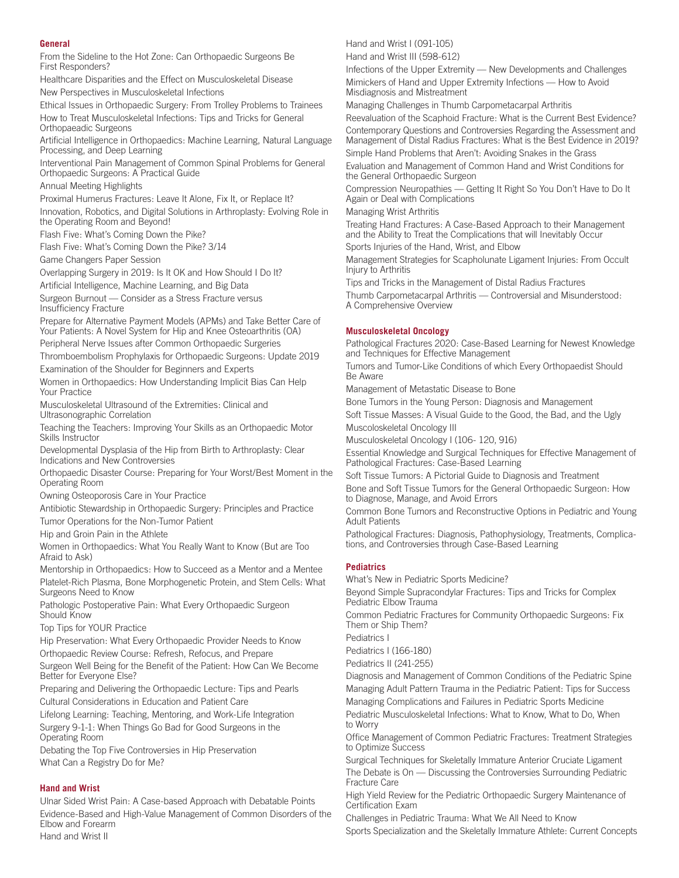## General

From the Sideline to the Hot Zone: Can Orthopaedic Surgeons Be First Responders?

Healthcare Disparities and the Effect on Musculoskeletal Disease

New Perspectives in Musculoskeletal Infections

Ethical Issues in Orthopaedic Surgery: From Trolley Problems to Trainees

How to Treat Musculoskeletal Infections: Tips and Tricks for General Orthopaeadic Surgeons

Artificial Intelligence in Orthopaedics: Machine Learning, Natural Language Processing, and Deep Learning

Interventional Pain Management of Common Spinal Problems for General Orthopaedic Surgeons: A Practical Guide

Annual Meeting Highlights

Proximal Humerus Fractures: Leave It Alone, Fix It, or Replace It?

Innovation, Robotics, and Digital Solutions in Arthroplasty: Evolving Role in the Operating Room and Beyond!

Flash Five: What's Coming Down the Pike?

Flash Five: What's Coming Down the Pike? 3/14

Game Changers Paper Session

Overlapping Surgery in 2019: Is It OK and How Should I Do It?

Artificial Intelligence, Machine Learning, and Big Data

Surgeon Burnout — Consider as a Stress Fracture versus Insufficiency Fracture

Prepare for Alternative Payment Models (APMs) and Take Better Care of Your Patients: A Novel System for Hip and Knee Osteoarthritis (OA)

Peripheral Nerve Issues after Common Orthopaedic Surgeries

Thromboembolism Prophylaxis for Orthopaedic Surgeons: Update 2019

Examination of the Shoulder for Beginners and Experts

Women in Orthopaedics: How Understanding Implicit Bias Can Help Your Practice

Musculoskeletal Ultrasound of the Extremities: Clinical and Ultrasonographic Correlation

Teaching the Teachers: Improving Your Skills as an Orthopaedic Motor Skills Instructor

Developmental Dysplasia of the Hip from Birth to Arthroplasty: Clear Indications and New Controversies

Orthopaedic Disaster Course: Preparing for Your Worst/Best Moment in the Operating Room

Owning Osteoporosis Care in Your Practice

Antibiotic Stewardship in Orthopaedic Surgery: Principles and Practice

Tumor Operations for the Non-Tumor Patient

Hip and Groin Pain in the Athlete

Women in Orthopaedics: What You Really Want to Know (But are Too Afraid to Ask)

Mentorship in Orthopaedics: How to Succeed as a Mentor and a Mentee

Platelet-Rich Plasma, Bone Morphogenetic Protein, and Stem Cells: What Surgeons Need to Know

Pathologic Postoperative Pain: What Every Orthopaedic Surgeon Should Know

Top Tips for YOUR Practice

Hip Preservation: What Every Orthopaedic Provider Needs to Know

Orthopaedic Review Course: Refresh, Refocus, and Prepare

Surgeon Well Being for the Benefit of the Patient: How Can We Become Better for Everyone Else?

Preparing and Delivering the Orthopaedic Lecture: Tips and Pearls

Cultural Considerations in Education and Patient Care

Lifelong Learning: Teaching, Mentoring, and Work-Life Integration

Surgery 9-1-1: When Things Go Bad for Good Surgeons in the Operating Room

Debating the Top Five Controversies in Hip Preservation

What Can a Registry Do for Me?

## Hand and Wrist

Ulnar Sided Wrist Pain: A Case-based Approach with Debatable Points

Evidence-Based and High-Value Management of Common Disorders of the Elbow and Forearm

Hand and Wrist II

Hand and Wrist I (091-105)

Hand and Wrist III (598-612)

Infections of the Upper Extremity — New Developments and Challenges

Mimickers of Hand and Upper Extremity Infections — How to Avoid Misdiagnosis and Mistreatment

Managing Challenges in Thumb Carpometacarpal Arthritis

Reevaluation of the Scaphoid Fracture: What is the Current Best Evidence?

Contemporary Questions and Controversies Regarding the Assessment and Management of Distal Radius Fractures: What is the Best Evidence in 2019?

Simple Hand Problems that Aren't: Avoiding Snakes in the Grass

Evaluation and Management of Common Hand and Wrist Conditions for the General Orthopaedic Surgeon

Compression Neuropathies — Getting It Right So You Don't Have to Do It Again or Deal with Complications

Managing Wrist Arthritis

Treating Hand Fractures: A Case-Based Approach to their Management and the Ability to Treat the Complications that will Inevitably Occur

Sports Injuries of the Hand, Wrist, and Elbow

Management Strategies for Scapholunate Ligament Injuries: From Occult Injury to Arthritis

Tips and Tricks in the Management of Distal Radius Fractures

Thumb Carpometacarpal Arthritis — Controversial and Misunderstood: A Comprehensive Overview

## Musculoskeletal Oncology

Pathological Fractures 2020: Case-Based Learning for Newest Knowledge and Techniques for Effective Management

Tumors and Tumor-Like Conditions of which Every Orthopaedist Should Be Aware

Management of Metastatic Disease to Bone

Bone Tumors in the Young Person: Diagnosis and Management

Soft Tissue Masses: A Visual Guide to the Good, the Bad, and the Ugly

Muscoloskeletal Oncology III

Musculoskeletal Oncology I (106- 120, 916)

Essential Knowledge and Surgical Techniques for Effective Management of Pathological Fractures: Case-Based Learning

Soft Tissue Tumors: A Pictorial Guide to Diagnosis and Treatment

Bone and Soft Tissue Tumors for the General Orthopaedic Surgeon: How to Diagnose, Manage, and Avoid Errors

Common Bone Tumors and Reconstructive Options in Pediatric and Young Adult Patients

Pathological Fractures: Diagnosis, Pathophysiology, Treatments, Complications, and Controversies through Case-Based Learning

## Pediatrics

What's New in Pediatric Sports Medicine?

Beyond Simple Supracondylar Fractures: Tips and Tricks for Complex Pediatric Elbow Trauma

Common Pediatric Fractures for Community Orthopaedic Surgeons: Fix Them or Ship Them?

Pediatrics I

Pediatrics I (166-180)

Pediatrics II (241-255)

Diagnosis and Management of Common Conditions of the Pediatric Spine

Managing Adult Pattern Trauma in the Pediatric Patient: Tips for Success

Managing Complications and Failures in Pediatric Sports Medicine

Pediatric Musculoskeletal Infections: What to Know, What to Do, When to Worry

Office Management of Common Pediatric Fractures: Treatment Strategies to Optimize Success

Surgical Techniques for Skeletally Immature Anterior Cruciate Ligament

The Debate is On — Discussing the Controversies Surrounding Pediatric Fracture Care

High Yield Review for the Pediatric Orthopaedic Surgery Maintenance of Certification Exam

Challenges in Pediatric Trauma: What We All Need to Know

Sports Specialization and the Skeletally Immature Athlete: Current Concepts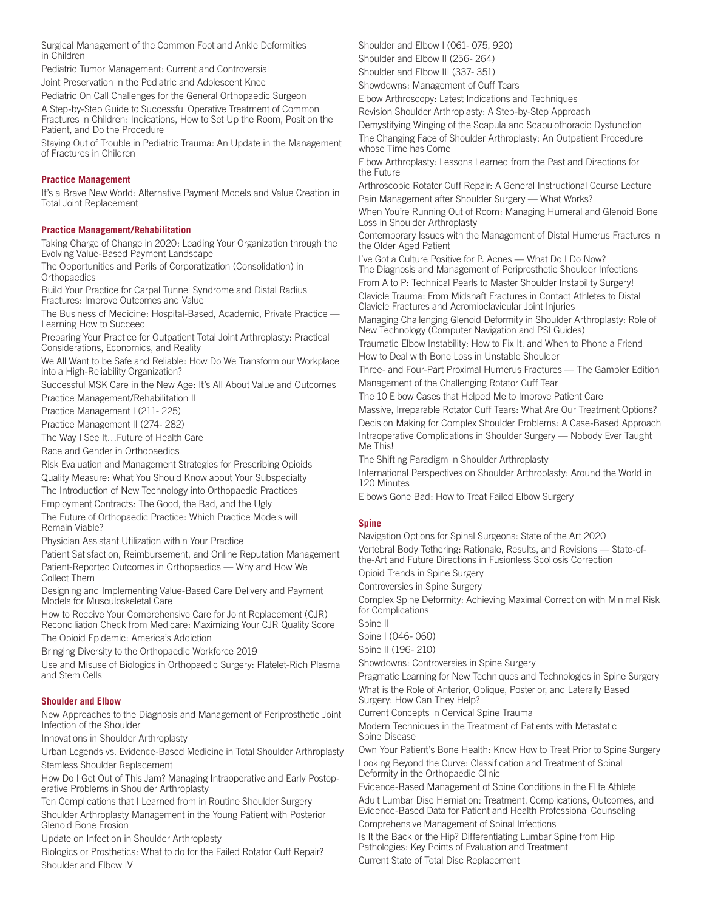Surgical Management of the Common Foot and Ankle Deformities in Children

Pediatric Tumor Management: Current and Controversial

Joint Preservation in the Pediatric and Adolescent Knee

Pediatric On Call Challenges for the General Orthopaedic Surgeon

A Step-by-Step Guide to Successful Operative Treatment of Common Fractures in Children: Indications, How to Set Up the Room, Position the Patient, and Do the Procedure

Staying Out of Trouble in Pediatric Trauma: An Update in the Management of Fractures in Children

### Practice Management

It's a Brave New World: Alternative Payment Models and Value Creation in Total Joint Replacement

### Practice Management/Rehabilitation

Taking Charge of Change in 2020: Leading Your Organization through the Evolving Value-Based Payment Landscape

The Opportunities and Perils of Corporatization (Consolidation) in Orthopaedics

Build Your Practice for Carpal Tunnel Syndrome and Distal Radius Fractures: Improve Outcomes and Value

The Business of Medicine: Hospital-Based, Academic, Private Practice — Learning How to Succeed

Preparing Your Practice for Outpatient Total Joint Arthroplasty: Practical Considerations, Economics, and Reality

We All Want to be Safe and Reliable: How Do We Transform our Workplace into a High-Reliability Organization?

Successful MSK Care in the New Age: It's All About Value and Outcomes

Practice Management/Rehabilitation II

Practice Management I (211- 225)

Practice Management II (274- 282)

The Way I See It…Future of Health Care

Race and Gender in Orthopaedics

Risk Evaluation and Management Strategies for Prescribing Opioids

Quality Measure: What You Should Know about Your Subspecialty

The Introduction of New Technology into Orthopaedic Practices

Employment Contracts: The Good, the Bad, and the Ugly

The Future of Orthopaedic Practice: Which Practice Models will Remain Viable?

Physician Assistant Utilization within Your Practice

Patient Satisfaction, Reimbursement, and Online Reputation Management

Patient-Reported Outcomes in Orthopaedics — Why and How We Collect Them

Designing and Implementing Value-Based Care Delivery and Payment Models for Musculoskeletal Care

How to Receive Your Comprehensive Care for Joint Replacement (CJR) Reconciliation Check from Medicare: Maximizing Your CJR Quality Score

The Opioid Epidemic: America's Addiction

Bringing Diversity to the Orthopaedic Workforce 2019

Use and Misuse of Biologics in Orthopaedic Surgery: Platelet-Rich Plasma and Stem Cells

### Shoulder and Elbow

New Approaches to the Diagnosis and Management of Periprosthetic Joint Infection of the Shoulder

Innovations in Shoulder Arthroplasty

Urban Legends vs. Evidence-Based Medicine in Total Shoulder Arthroplasty

Stemless Shoulder Replacement

How Do I Get Out of This Jam? Managing Intraoperative and Early Postoperative Problems in Shoulder Arthroplasty

Ten Complications that I Learned from in Routine Shoulder Surgery

Shoulder Arthroplasty Management in the Young Patient with Posterior Glenoid Bone Erosion

Update on Infection in Shoulder Arthroplasty

Biologics or Prosthetics: What to do for the Failed Rotator Cuff Repair?

Shoulder and Elbow IV

Shoulder and Elbow I (061- 075, 920)

Shoulder and Elbow II (256- 264)

Shoulder and Elbow III (337- 351)

Showdowns: Management of Cuff Tears

Elbow Arthroscopy: Latest Indications and Techniques

Revision Shoulder Arthroplasty: A Step-by-Step Approach

Demystifying Winging of the Scapula and Scapulothoracic Dysfunction

The Changing Face of Shoulder Arthroplasty: An Outpatient Procedure whose Time has Come

Elbow Arthroplasty: Lessons Learned from the Past and Directions for the Future

Arthroscopic Rotator Cuff Repair: A General Instructional Course Lecture

Pain Management after Shoulder Surgery — What Works?

When You're Running Out of Room: Managing Humeral and Glenoid Bone Loss in Shoulder Arthroplasty

Contemporary Issues with the Management of Distal Humerus Fractures in the Older Aged Patient

I've Got a Culture Positive for P. Acnes — What Do I Do Now? The Diagnosis and Management of Periprosthetic Shoulder Infections

From A to P: Technical Pearls to Master Shoulder Instability Surgery!

Clavicle Trauma: From Midshaft Fractures in Contact Athletes to Distal Clavicle Fractures and Acromioclavicular Joint Injuries

Managing Challenging Glenoid Deformity in Shoulder Arthroplasty: Role of New Technology (Computer Navigation and PSI Guides)

Traumatic Elbow Instability: How to Fix It, and When to Phone a Friend

How to Deal with Bone Loss in Unstable Shoulder

Three- and Four-Part Proximal Humerus Fractures — The Gambler Edition

Management of the Challenging Rotator Cuff Tear

The 10 Elbow Cases that Helped Me to Improve Patient Care

Massive, Irreparable Rotator Cuff Tears: What Are Our Treatment Options?

Decision Making for Complex Shoulder Problems: A Case-Based Approach

Intraoperative Complications in Shoulder Surgery — Nobody Ever Taught Me This!

The Shifting Paradigm in Shoulder Arthroplasty

International Perspectives on Shoulder Arthroplasty: Around the World in 120 Minutes

Elbows Gone Bad: How to Treat Failed Elbow Surgery

### Spine

Navigation Options for Spinal Surgeons: State of the Art 2020

Vertebral Body Tethering: Rationale, Results, and Revisions — State-of-the-Art and Future Directions in Fusionless Scoliosis Correction

Opioid Trends in Spine Surgery

Controversies in Spine Surgery

Complex Spine Deformity: Achieving Maximal Correction with Minimal Risk for Complications

Spine II

Spine I (046- 060)

Spine II (196- 210)

Showdowns: Controversies in Spine Surgery

Pragmatic Learning for New Techniques and Technologies in Spine Surgery

What is the Role of Anterior, Oblique, Posterior, and Laterally Based Surgery: How Can They Help?

Current Concepts in Cervical Spine Trauma

Modern Techniques in the Treatment of Patients with Metastatic Spine Disease

Own Your Patient's Bone Health: Know How to Treat Prior to Spine Surgery

Looking Beyond the Curve: Classification and Treatment of Spinal Deformity in the Orthopaedic Clinic

Evidence-Based Management of Spine Conditions in the Elite Athlete

Adult Lumbar Disc Herniation: Treatment, Complications, Outcomes, and Evidence-Based Data for Patient and Health Professional Counseling

Comprehensive Management of Spinal Infections

Is It the Back or the Hip? Differentiating Lumbar Spine from Hip Pathologies: Key Points of Evaluation and Treatment

Current State of Total Disc Replacement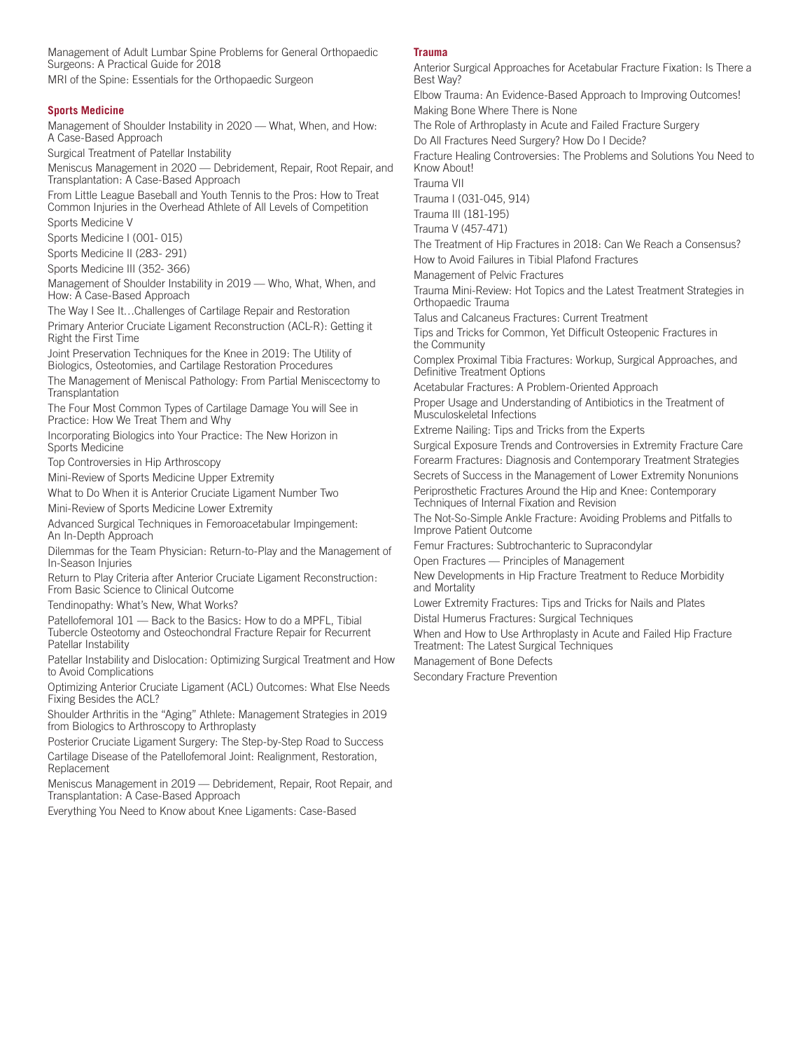Management of Adult Lumbar Spine Problems for General Orthopaedic Surgeons: A Practical Guide for 2018

MRI of the Spine: Essentials for the Orthopaedic Surgeon

## Sports Medicine

Management of Shoulder Instability in 2020 — What, When, and How: A Case-Based Approach

Surgical Treatment of Patellar Instability

Meniscus Management in 2020 — Debridement, Repair, Root Repair, and Transplantation: A Case-Based Approach

From Little League Baseball and Youth Tennis to the Pros: How to Treat Common Injuries in the Overhead Athlete of All Levels of Competition

Sports Medicine V

Sports Medicine I (001- 015)

Sports Medicine II (283- 291)

Sports Medicine III (352- 366)

Management of Shoulder Instability in 2019 — Who, What, When, and How: A Case-Based Approach

The Way I See It…Challenges of Cartilage Repair and Restoration

Primary Anterior Cruciate Ligament Reconstruction (ACL-R): Getting it Right the First Time

Joint Preservation Techniques for the Knee in 2019: The Utility of Biologics, Osteotomies, and Cartilage Restoration Procedures

The Management of Meniscal Pathology: From Partial Meniscectomy to Transplantation

The Four Most Common Types of Cartilage Damage You will See in Practice: How We Treat Them and Why

Incorporating Biologics into Your Practice: The New Horizon in Sports Medicine

Top Controversies in Hip Arthroscopy

Mini-Review of Sports Medicine Upper Extremity

What to Do When it is Anterior Cruciate Ligament Number Two

Mini-Review of Sports Medicine Lower Extremity

Advanced Surgical Techniques in Femoroacetabular Impingement: An In-Depth Approach

Dilemmas for the Team Physician: Return-to-Play and the Management of In-Season Injuries

Return to Play Criteria after Anterior Cruciate Ligament Reconstruction: From Basic Science to Clinical Outcome

Tendinopathy: What's New, What Works?

Patellofemoral 101 — Back to the Basics: How to do a MPFL, Tibial Tubercle Osteotomy and Osteochondral Fracture Repair for Recurrent Patellar Instability

Patellar Instability and Dislocation: Optimizing Surgical Treatment and How to Avoid Complications

Optimizing Anterior Cruciate Ligament (ACL) Outcomes: What Else Needs Fixing Besides the ACL?

Shoulder Arthritis in the "Aging" Athlete: Management Strategies in 2019 from Biologics to Arthroscopy to Arthroplasty

Posterior Cruciate Ligament Surgery: The Step-by-Step Road to Success

Cartilage Disease of the Patellofemoral Joint: Realignment, Restoration, Replacement

Meniscus Management in 2019 — Debridement, Repair, Root Repair, and Transplantation: A Case-Based Approach

Everything You Need to Know about Knee Ligaments: Case-Based

## Trauma

Anterior Surgical Approaches for Acetabular Fracture Fixation: Is There a Best Way?

Elbow Trauma: An Evidence-Based Approach to Improving Outcomes!

Making Bone Where There is None

The Role of Arthroplasty in Acute and Failed Fracture Surgery

Do All Fractures Need Surgery? How Do I Decide?

Fracture Healing Controversies: The Problems and Solutions You Need to Know About!

Trauma VII

Trauma I (031-045, 914)

Trauma III (181-195)

Trauma V (457-471)

The Treatment of Hip Fractures in 2018: Can We Reach a Consensus?

How to Avoid Failures in Tibial Plafond Fractures

Management of Pelvic Fractures

Trauma Mini-Review: Hot Topics and the Latest Treatment Strategies in Orthopaedic Trauma

Talus and Calcaneus Fractures: Current Treatment

Tips and Tricks for Common, Yet Difficult Osteopenic Fractures in the Community

Complex Proximal Tibia Fractures: Workup, Surgical Approaches, and Definitive Treatment Options

Acetabular Fractures: A Problem-Oriented Approach

Proper Usage and Understanding of Antibiotics in the Treatment of Musculoskeletal Infections

Extreme Nailing: Tips and Tricks from the Experts

Surgical Exposure Trends and Controversies in Extremity Fracture Care

Forearm Fractures: Diagnosis and Contemporary Treatment Strategies

Secrets of Success in the Management of Lower Extremity Nonunions

Periprosthetic Fractures Around the Hip and Knee: Contemporary Techniques of Internal Fixation and Revision

The Not-So-Simple Ankle Fracture: Avoiding Problems and Pitfalls to Improve Patient Outcome

Femur Fractures: Subtrochanteric to Supracondylar

Open Fractures — Principles of Management

New Developments in Hip Fracture Treatment to Reduce Morbidity and Mortality

Lower Extremity Fractures: Tips and Tricks for Nails and Plates

Distal Humerus Fractures: Surgical Techniques

When and How to Use Arthroplasty in Acute and Failed Hip Fracture Treatment: The Latest Surgical Techniques

Management of Bone Defects

Secondary Fracture Prevention